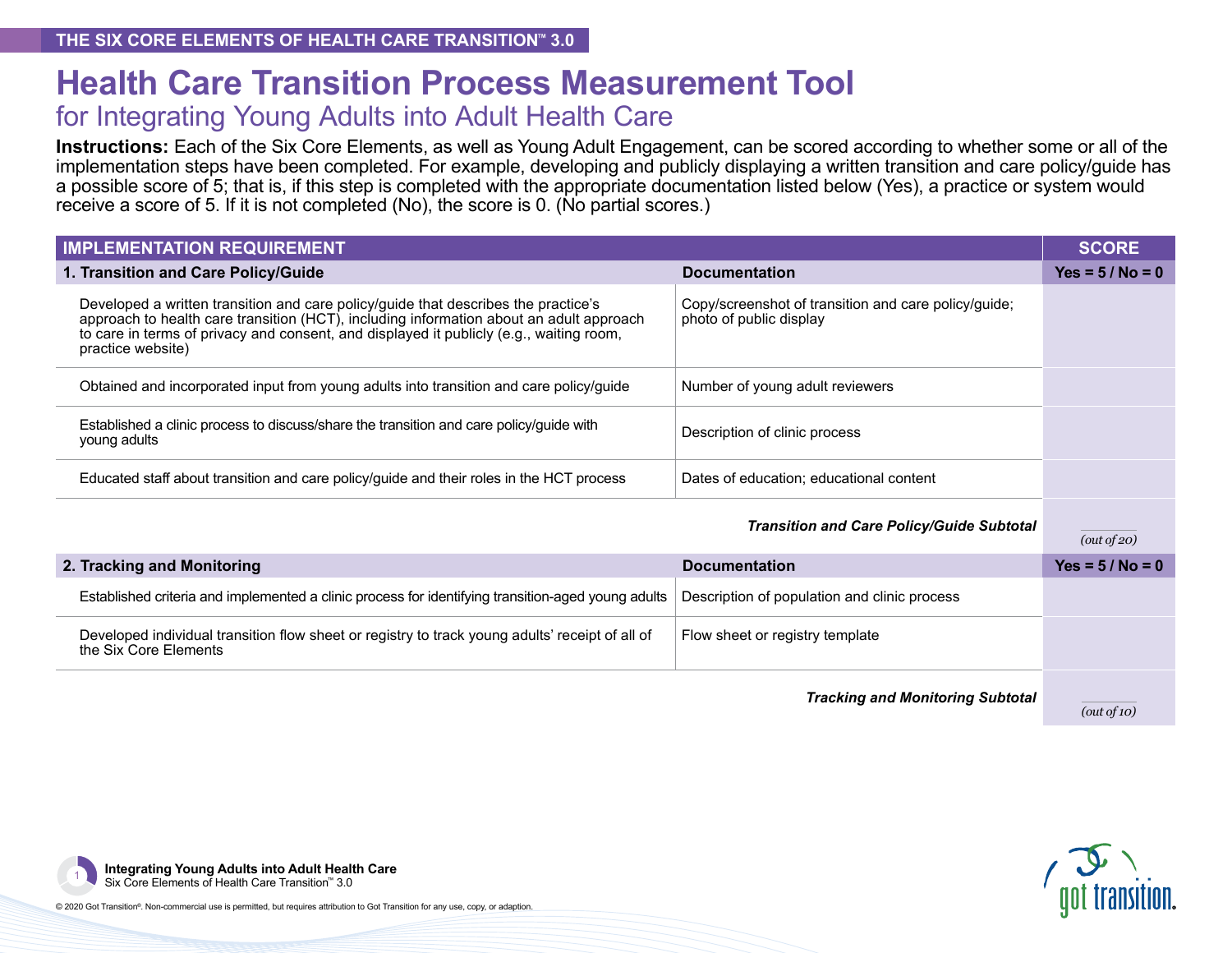THE SIX CORE ELEMENTS OF HEALTH CARE TRANSITION™ 3.0

# Health Care Transition Process Measurement Tool

## for Integrating Young Adults into Adult Health Care

**Instructions:** Each of the Six Core Elements, as well as Young Adult Engagement, can be scored according to whether some or all of the implementation steps have been completed. For example, developing and publicly displaying a written transition and care policy/guide has a possible score of 5; that is, if this step is completed with the appropriate documentation listed below (Yes), a practice or system would receive a score of 5. If it is not completed (No), the score is 0. (No partial scores.)

| IMPLEMENTATION REQUIREMENT | | SCORE |
|---|---|---|
| **1. Transition and Care Policy/Guide** | **Documentation** | **Yes = 5 / No = 0** |
| Developed a written transition and care policy/guide that describes the practice's approach to health care transition (HCT), including information about an adult approach to care in terms of privacy and consent, and displayed it publicly (e.g., waiting room, practice website) | Copy/screenshot of transition and care policy/guide; photo of public display | |
| Obtained and incorporated input from young adults into transition and care policy/guide | Number of young adult reviewers | |
| Established a clinic process to discuss/share the transition and care policy/guide with young adults | Description of clinic process | |
| Educated staff about transition and care policy/guide and their roles in the HCT process | Dates of education; educational content | |
| | ***Transition and Care Policy/Guide Subtotal*** | *(out of 20)* |
| **2. Tracking and Monitoring** | **Documentation** | **Yes = 5 / No = 0** |
| Established criteria and implemented a clinic process for identifying transition-aged young adults | Description of population and clinic process | |
| Developed individual transition flow sheet or registry to track young adults' receipt of all of the Six Core Elements | Flow sheet or registry template | |
| | ***Tracking and Monitoring Subtotal*** | *(out of 10)* |

Integrating Young Adults into Adult Health Care
Six Core Elements of Health Care Transition™ 3.0

© 2020 Got Transition®. Non-commercial use is permitted, but requires attribution to Got Transition for any use, copy, or adaption.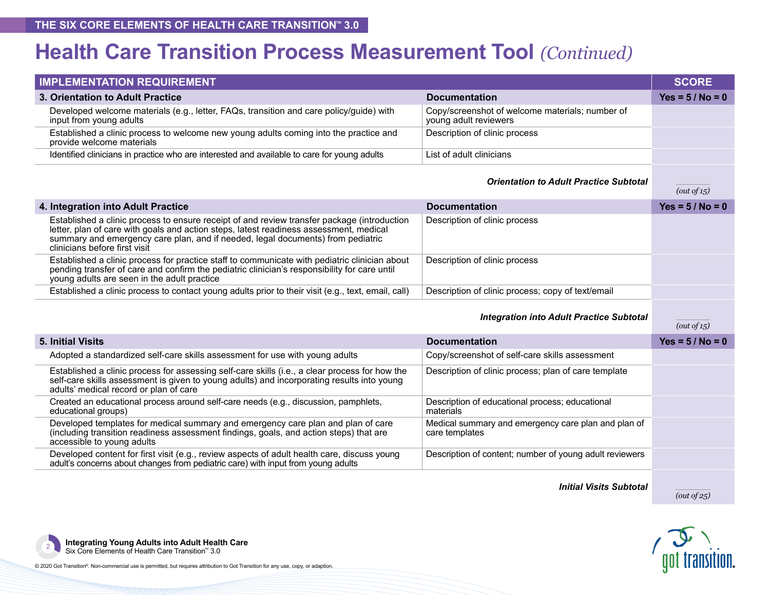# Health Care Transition Process Measurement Tool *(Continued)*

| IMPLEMENTATION REQUIREMENT | | SCORE |
|---|---|---|
| **3. Orientation to Adult Practice** | **Documentation** | **Yes = 5 / No = 0** |
| Developed welcome materials (e.g., letter, FAQs, transition and care policy/guide) with input from young adults | Copy/screenshot of welcome materials; number of young adult reviewers | |
| Established a clinic process to welcome new young adults coming into the practice and provide welcome materials | Description of clinic process | |
| Identified clinicians in practice who are interested and available to care for young adults | List of adult clinicians | |
| | ***Orientation to Adult Practice Subtotal*** | *(out of 15)* |
| **4. Integration into Adult Practice** | **Documentation** | **Yes = 5 / No = 0** |
| Established a clinic process to ensure receipt of and review transfer package (introduction letter, plan of care with goals and action steps, latest readiness assessment, medical summary and emergency care plan, and if needed, legal documents) from pediatric clinicians before first visit | Description of clinic process | |
| Established a clinic process for practice staff to communicate with pediatric clinician about pending transfer of care and confirm the pediatric clinician's responsibility for care until young adults are seen in the adult practice | Description of clinic process | |
| Established a clinic process to contact young adults prior to their visit (e.g., text, email, call) | Description of clinic process; copy of text/email | |
| | ***Integration into Adult Practice Subtotal*** | *(out of 15)* |
| **5. Initial Visits** | **Documentation** | **Yes = 5 / No = 0** |
| Adopted a standardized self-care skills assessment for use with young adults | Copy/screenshot of self-care skills assessment | |
| Established a clinic process for assessing self-care skills (i.e., a clear process for how the self-care skills assessment is given to young adults) and incorporating results into young adults' medical record or plan of care | Description of clinic process; plan of care template | |
| Created an educational process around self-care needs (e.g., discussion, pamphlets, educational groups) | Description of educational process; educational materials | |
| Developed templates for medical summary and emergency care plan and plan of care (including transition readiness assessment findings, goals, and action steps) that are accessible to young adults | Medical summary and emergency care plan and plan of care templates | |
| Developed content for first visit (e.g., review aspects of adult health care, discuss young adult's concerns about changes from pediatric care) with input from young adults | Description of content; number of young adult reviewers | |
| | ***Initial Visits Subtotal*** | *(out of 25)* |

**Integrating Young Adults into Adult Health Care**
Six Core Elements of Health Care Transition™ 3.0

© 2020 Got Transition®. Non-commercial use is permitted, but requires attribution to Got Transition for any use, copy, or adaption.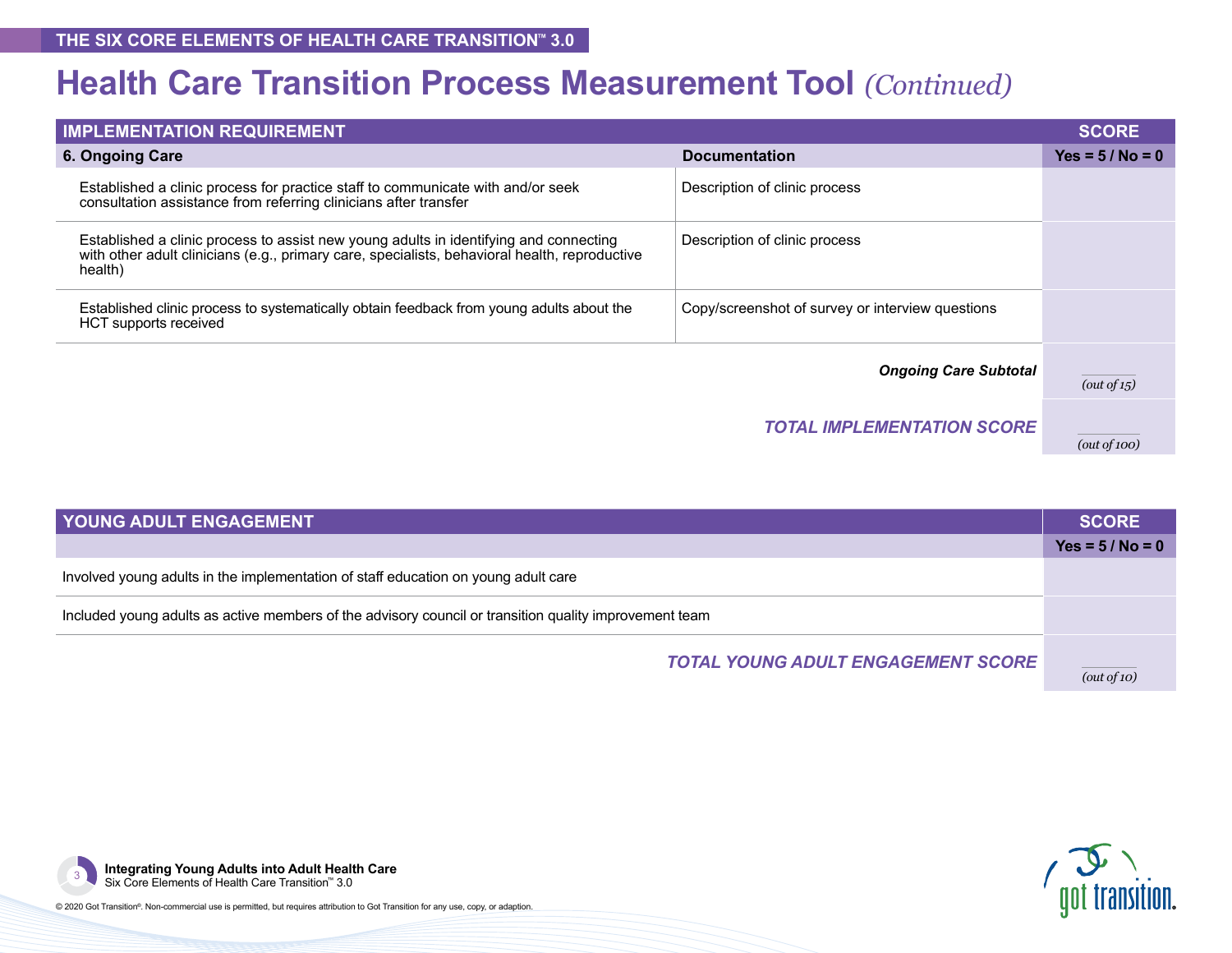# Health Care Transition Process Measurement Tool *(Continued)*

| IMPLEMENTATION REQUIREMENT | | SCORE |
|---|---|---|
| **6. Ongoing Care** | **Documentation** | **Yes = 5 / No = 0** |
| Established a clinic process for practice staff to communicate with and/or seek consultation assistance from referring clinicians after transfer | Description of clinic process | |
| Established a clinic process to assist new young adults in identifying and connecting with other adult clinicians (e.g., primary care, specialists, behavioral health, reproductive health) | Description of clinic process | |
| Established clinic process to systematically obtain feedback from young adults about the HCT supports received | Copy/screenshot of survey or interview questions | |
| | ***Ongoing Care Subtotal*** | _____ *(out of 15)* |
| | ***TOTAL IMPLEMENTATION SCORE*** | _____ *(out of 100)* |

| YOUNG ADULT ENGAGEMENT | SCORE |
|---|---|
| | **Yes = 5 / No = 0** |
| Involved young adults in the implementation of staff education on young adult care | |
| Included young adults as active members of the advisory council or transition quality improvement team | |
| ***TOTAL YOUNG ADULT ENGAGEMENT SCORE*** | _____ *(out of 10)* |

**Integrating Young Adults into Adult Health Care**
Six Core Elements of Health Care Transition™ 3.0

© 2020 Got Transition®. Non-commercial use is permitted, but requires attribution to Got Transition for any use, copy, or adaption.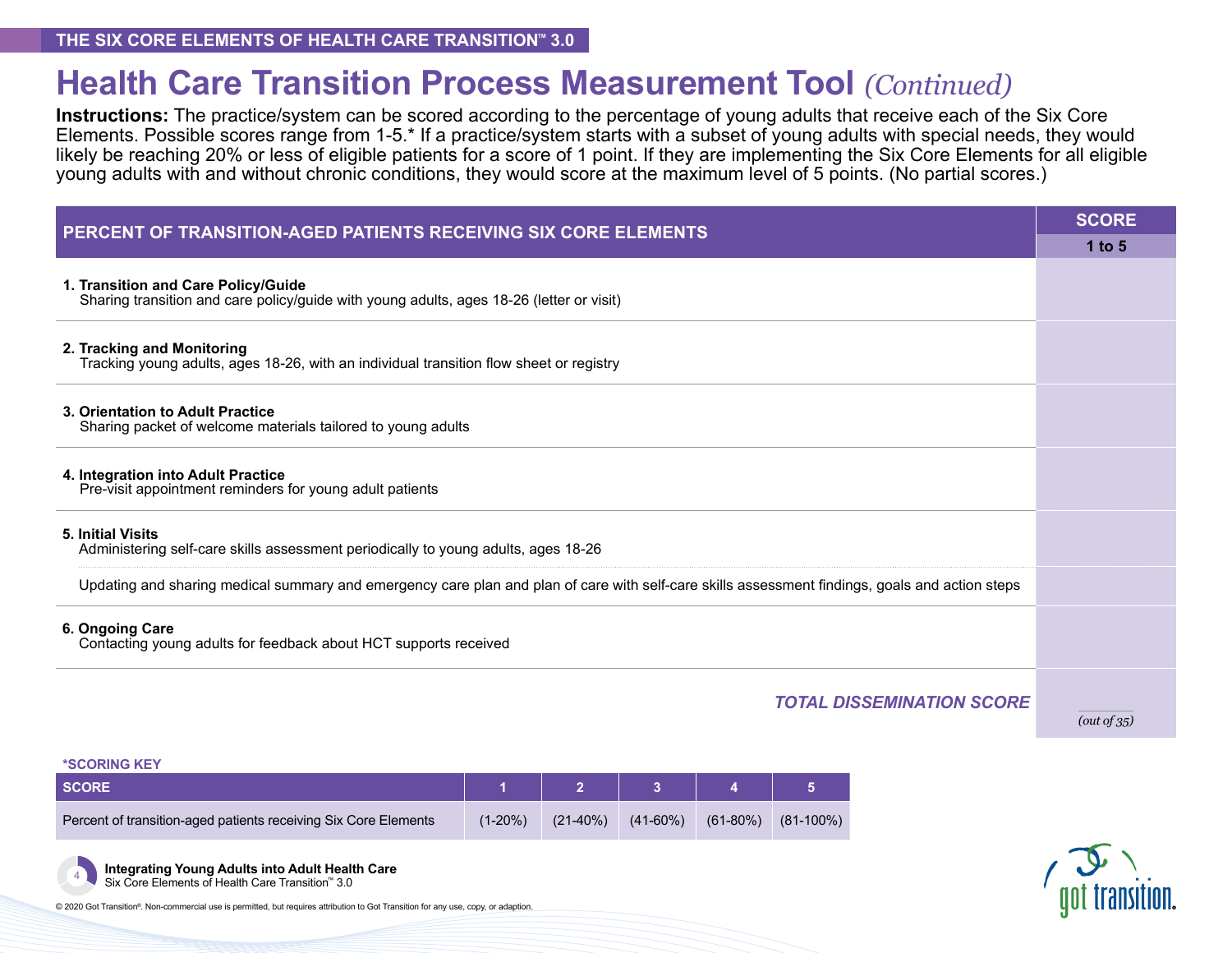# Health Care Transition Process Measurement Tool *(Continued)*

**Instructions:** The practice/system can be scored according to the percentage of young adults that receive each of the Six Core Elements. Possible scores range from 1-5.* If a practice/system starts with a subset of young adults with special needs, they would likely be reaching 20% or less of eligible patients for a score of 1 point. If they are implementing the Six Core Elements for all eligible young adults with and without chronic conditions, they would score at the maximum level of 5 points. (No partial scores.)

| PERCENT OF TRANSITION-AGED PATIENTS RECEIVING SIX CORE ELEMENTS | SCORE 1 to 5 |
|---|---|
| **1. Transition and Care Policy/Guide** Sharing transition and care policy/guide with young adults, ages 18-26 (letter or visit) | |
| **2. Tracking and Monitoring** Tracking young adults, ages 18-26, with an individual transition flow sheet or registry | |
| **3. Orientation to Adult Practice** Sharing packet of welcome materials tailored to young adults | |
| **4. Integration into Adult Practice** Pre-visit appointment reminders for young adult patients | |
| **5. Initial Visits** Administering self-care skills assessment periodically to young adults, ages 18-26 | |
| Updating and sharing medical summary and emergency care plan and plan of care with self-care skills assessment findings, goals and action steps | |
| **6. Ongoing Care** Contacting young adults for feedback about HCT supports received | |
| ***TOTAL DISSEMINATION SCORE*** | *(out of 35)* |

**\*SCORING KEY**

| SCORE | 1 | 2 | 3 | 4 | 5 |
|---|---|---|---|---|---|
| Percent of transition-aged patients receiving Six Core Elements | (1-20%) | (21-40%) | (41-60%) | (61-80%) | (81-100%) |

**Integrating Young Adults into Adult Health Care**
Six Core Elements of Health Care Transition™ 3.0

© 2020 Got Transition®. Non-commercial use is permitted, but requires attribution to Got Transition for any use, copy, or adaption.